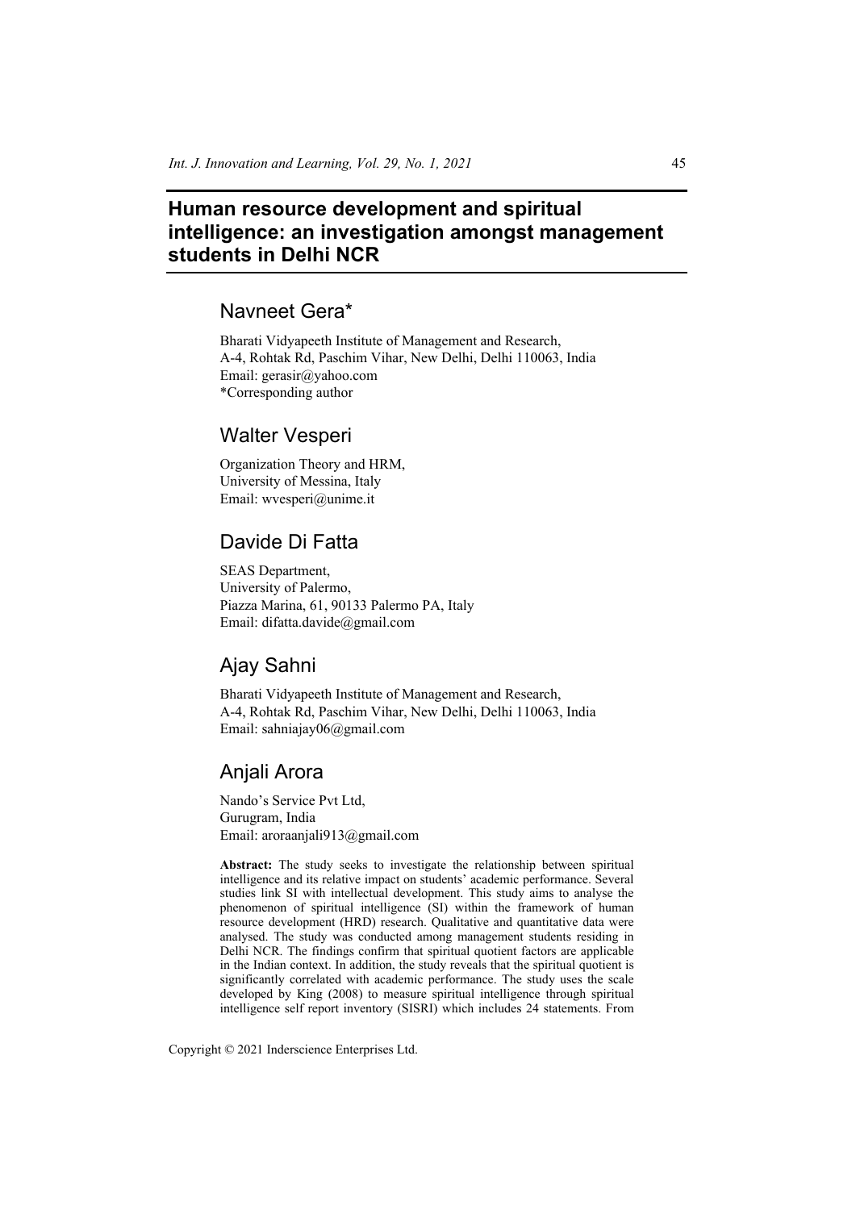# Human resource development and spiritual intelligence: an investigation amongst management students in Delhi NCR

## Navneet Gera*

Bharati Vidyapeeth Institute of Management and Research,
A-4, Rohtak Rd, Paschim Vihar, New Delhi, Delhi 110063, India
Email: gerasir@yahoo.com
*Corresponding author

## Walter Vesperi

Organization Theory and HRM,
University of Messina, Italy
Email: wvesperi@unime.it

## Davide Di Fatta

SEAS Department,
University of Palermo,
Piazza Marina, 61, 90133 Palermo PA, Italy
Email: difatta.davide@gmail.com

## Ajay Sahni

Bharati Vidyapeeth Institute of Management and Research,
A-4, Rohtak Rd, Paschim Vihar, New Delhi, Delhi 110063, India
Email: sahniajay06@gmail.com

## Anjali Arora

Nando's Service Pvt Ltd,
Gurugram, India
Email: aroraanjali913@gmail.com

**Abstract:** The study seeks to investigate the relationship between spiritual intelligence and its relative impact on students' academic performance. Several studies link SI with intellectual development. This study aims to analyse the phenomenon of spiritual intelligence (SI) within the framework of human resource development (HRD) research. Qualitative and quantitative data were analysed. The study was conducted among management students residing in Delhi NCR. The findings confirm that spiritual quotient factors are applicable in the Indian context. In addition, the study reveals that the spiritual quotient is significantly correlated with academic performance. The study uses the scale developed by King (2008) to measure spiritual intelligence through spiritual intelligence self report inventory (SISRI) which includes 24 statements. From

Copyright © 2021 Inderscience Enterprises Ltd.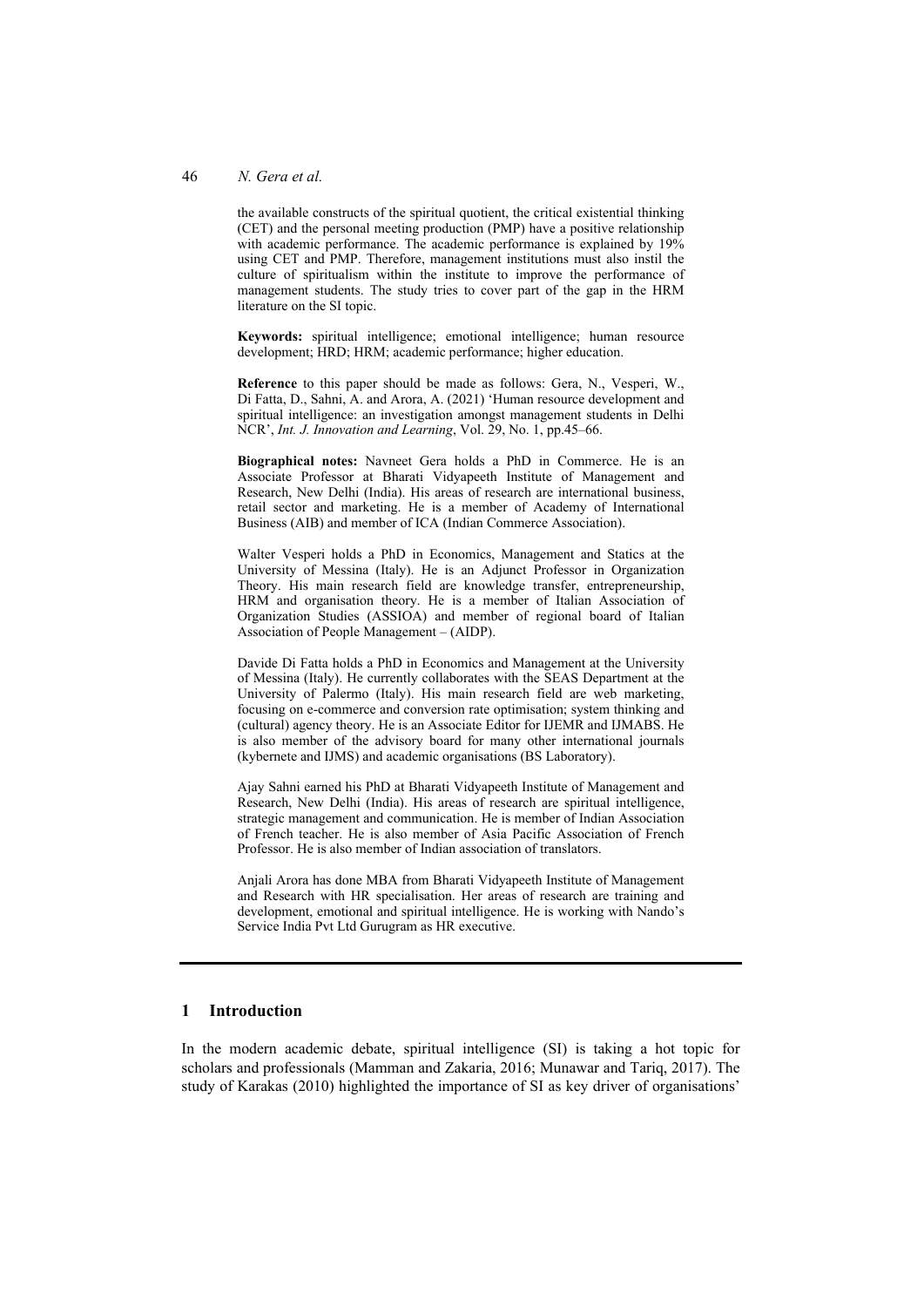the available constructs of the spiritual quotient, the critical existential thinking (CET) and the personal meeting production (PMP) have a positive relationship with academic performance. The academic performance is explained by 19% using CET and PMP. Therefore, management institutions must also instil the culture of spiritualism within the institute to improve the performance of management students. The study tries to cover part of the gap in the HRM literature on the SI topic.

**Keywords:** spiritual intelligence; emotional intelligence; human resource development; HRD; HRM; academic performance; higher education.

**Reference** to this paper should be made as follows: Gera, N., Vesperi, W., Di Fatta, D., Sahni, A. and Arora, A. (2021) 'Human resource development and spiritual intelligence: an investigation amongst management students in Delhi NCR', *Int. J. Innovation and Learning*, Vol. 29, No. 1, pp.45–66.

**Biographical notes:** Navneet Gera holds a PhD in Commerce. He is an Associate Professor at Bharati Vidyapeeth Institute of Management and Research, New Delhi (India). His areas of research are international business, retail sector and marketing. He is a member of Academy of International Business (AIB) and member of ICA (Indian Commerce Association).

Walter Vesperi holds a PhD in Economics, Management and Statics at the University of Messina (Italy). He is an Adjunct Professor in Organization Theory. His main research field are knowledge transfer, entrepreneurship, HRM and organisation theory. He is a member of Italian Association of Organization Studies (ASSIOA) and member of regional board of Italian Association of People Management – (AIDP).

Davide Di Fatta holds a PhD in Economics and Management at the University of Messina (Italy). He currently collaborates with the SEAS Department at the University of Palermo (Italy). His main research field are web marketing, focusing on e-commerce and conversion rate optimisation; system thinking and (cultural) agency theory. He is an Associate Editor for IJEMR and IJMABS. He is also member of the advisory board for many other international journals (kybernete and IJMS) and academic organisations (BS Laboratory).

Ajay Sahni earned his PhD at Bharati Vidyapeeth Institute of Management and Research, New Delhi (India). His areas of research are spiritual intelligence, strategic management and communication. He is member of Indian Association of French teacher. He is also member of Asia Pacific Association of French Professor. He is also member of Indian association of translators.

Anjali Arora has done MBA from Bharati Vidyapeeth Institute of Management and Research with HR specialisation. Her areas of research are training and development, emotional and spiritual intelligence. He is working with Nando's Service India Pvt Ltd Gurugram as HR executive.

## 1 Introduction

In the modern academic debate, spiritual intelligence (SI) is taking a hot topic for scholars and professionals (Mamman and Zakaria, 2016; Munawar and Tariq, 2017). The study of Karakas (2010) highlighted the importance of SI as key driver of organisations'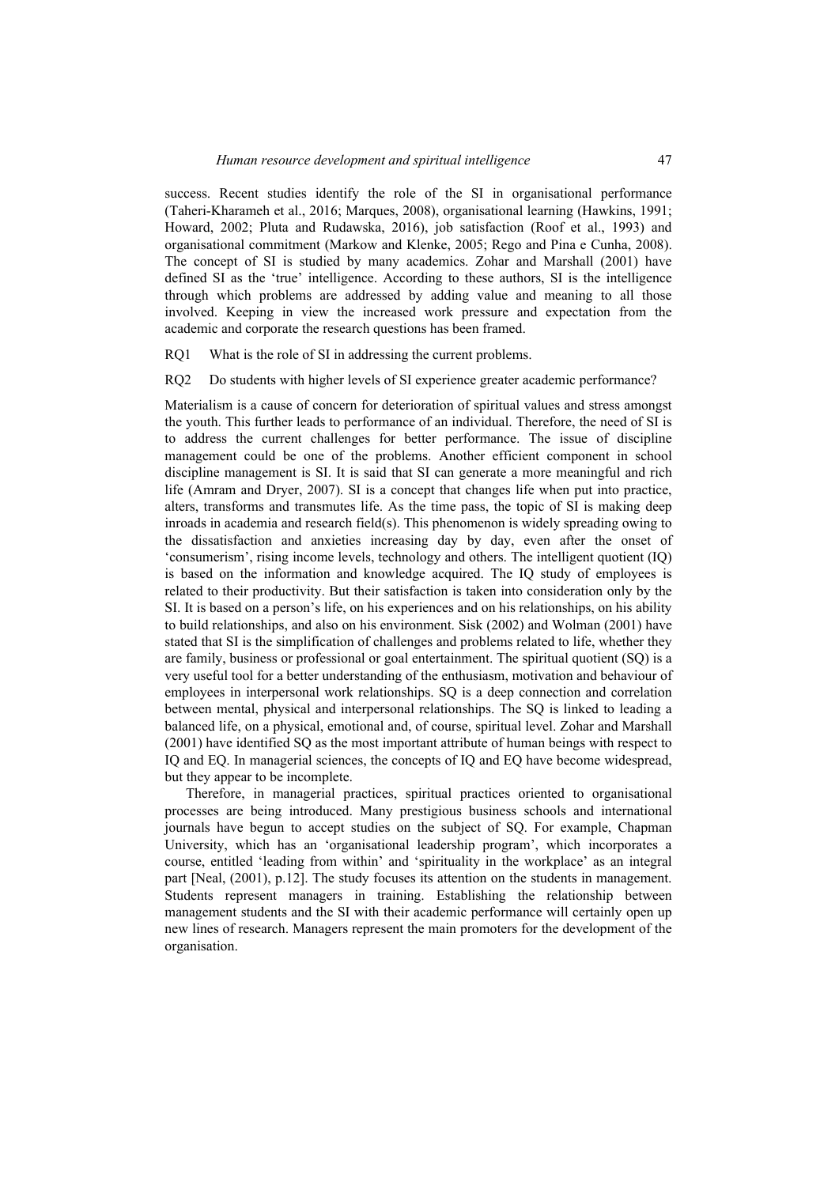success. Recent studies identify the role of the SI in organisational performance (Taheri-Kharameh et al., 2016; Marques, 2008), organisational learning (Hawkins, 1991; Howard, 2002; Pluta and Rudawska, 2016), job satisfaction (Roof et al., 1993) and organisational commitment (Markow and Klenke, 2005; Rego and Pina e Cunha, 2008). The concept of SI is studied by many academics. Zohar and Marshall (2001) have defined SI as the 'true' intelligence. According to these authors, SI is the intelligence through which problems are addressed by adding value and meaning to all those involved. Keeping in view the increased work pressure and expectation from the academic and corporate the research questions has been framed.

RQ1 What is the role of SI in addressing the current problems.

RQ2 Do students with higher levels of SI experience greater academic performance?

Materialism is a cause of concern for deterioration of spiritual values and stress amongst the youth. This further leads to performance of an individual. Therefore, the need of SI is to address the current challenges for better performance. The issue of discipline management could be one of the problems. Another efficient component in school discipline management is SI. It is said that SI can generate a more meaningful and rich life (Amram and Dryer, 2007). SI is a concept that changes life when put into practice, alters, transforms and transmutes life. As the time pass, the topic of SI is making deep inroads in academia and research field(s). This phenomenon is widely spreading owing to the dissatisfaction and anxieties increasing day by day, even after the onset of 'consumerism', rising income levels, technology and others. The intelligent quotient (IQ) is based on the information and knowledge acquired. The IQ study of employees is related to their productivity. But their satisfaction is taken into consideration only by the SI. It is based on a person's life, on his experiences and on his relationships, on his ability to build relationships, and also on his environment. Sisk (2002) and Wolman (2001) have stated that SI is the simplification of challenges and problems related to life, whether they are family, business or professional or goal entertainment. The spiritual quotient (SQ) is a very useful tool for a better understanding of the enthusiasm, motivation and behaviour of employees in interpersonal work relationships. SQ is a deep connection and correlation between mental, physical and interpersonal relationships. The SQ is linked to leading a balanced life, on a physical, emotional and, of course, spiritual level. Zohar and Marshall (2001) have identified SQ as the most important attribute of human beings with respect to IQ and EQ. In managerial sciences, the concepts of IQ and EQ have become widespread, but they appear to be incomplete.

Therefore, in managerial practices, spiritual practices oriented to organisational processes are being introduced. Many prestigious business schools and international journals have begun to accept studies on the subject of SQ. For example, Chapman University, which has an 'organisational leadership program', which incorporates a course, entitled 'leading from within' and 'spirituality in the workplace' as an integral part [Neal, (2001), p.12]. The study focuses its attention on the students in management. Students represent managers in training. Establishing the relationship between management students and the SI with their academic performance will certainly open up new lines of research. Managers represent the main promoters for the development of the organisation.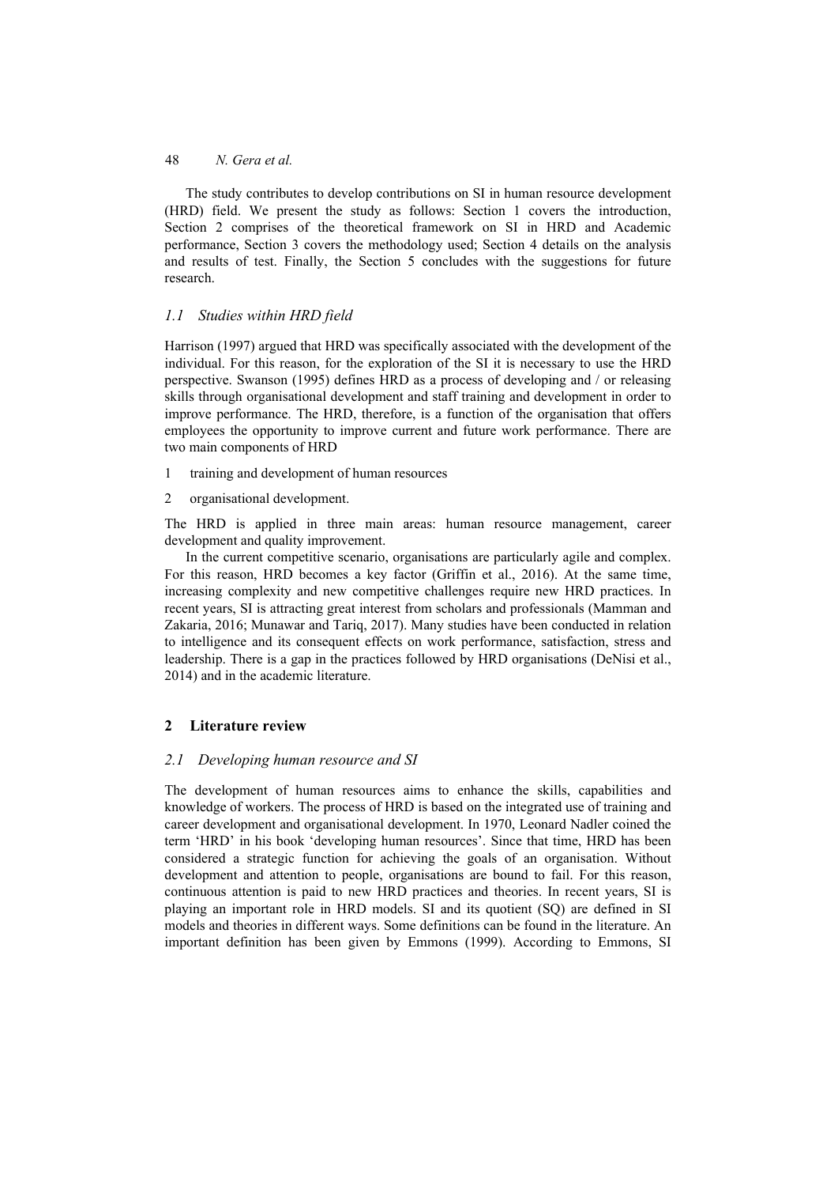The study contributes to develop contributions on SI in human resource development (HRD) field. We present the study as follows: Section 1 covers the introduction, Section 2 comprises of the theoretical framework on SI in HRD and Academic performance, Section 3 covers the methodology used; Section 4 details on the analysis and results of test. Finally, the Section 5 concludes with the suggestions for future research.

### 1.1 Studies within HRD field

Harrison (1997) argued that HRD was specifically associated with the development of the individual. For this reason, for the exploration of the SI it is necessary to use the HRD perspective. Swanson (1995) defines HRD as a process of developing and / or releasing skills through organisational development and staff training and development in order to improve performance. The HRD, therefore, is a function of the organisation that offers employees the opportunity to improve current and future work performance. There are two main components of HRD

1. training and development of human resources
2. organisational development.

The HRD is applied in three main areas: human resource management, career development and quality improvement.

In the current competitive scenario, organisations are particularly agile and complex. For this reason, HRD becomes a key factor (Griffin et al., 2016). At the same time, increasing complexity and new competitive challenges require new HRD practices. In recent years, SI is attracting great interest from scholars and professionals (Mamman and Zakaria, 2016; Munawar and Tariq, 2017). Many studies have been conducted in relation to intelligence and its consequent effects on work performance, satisfaction, stress and leadership. There is a gap in the practices followed by HRD organisations (DeNisi et al., 2014) and in the academic literature.

## 2 Literature review

### 2.1 Developing human resource and SI

The development of human resources aims to enhance the skills, capabilities and knowledge of workers. The process of HRD is based on the integrated use of training and career development and organisational development. In 1970, Leonard Nadler coined the term 'HRD' in his book 'developing human resources'. Since that time, HRD has been considered a strategic function for achieving the goals of an organisation. Without development and attention to people, organisations are bound to fail. For this reason, continuous attention is paid to new HRD practices and theories. In recent years, SI is playing an important role in HRD models. SI and its quotient (SQ) are defined in SI models and theories in different ways. Some definitions can be found in the literature. An important definition has been given by Emmons (1999). According to Emmons, SI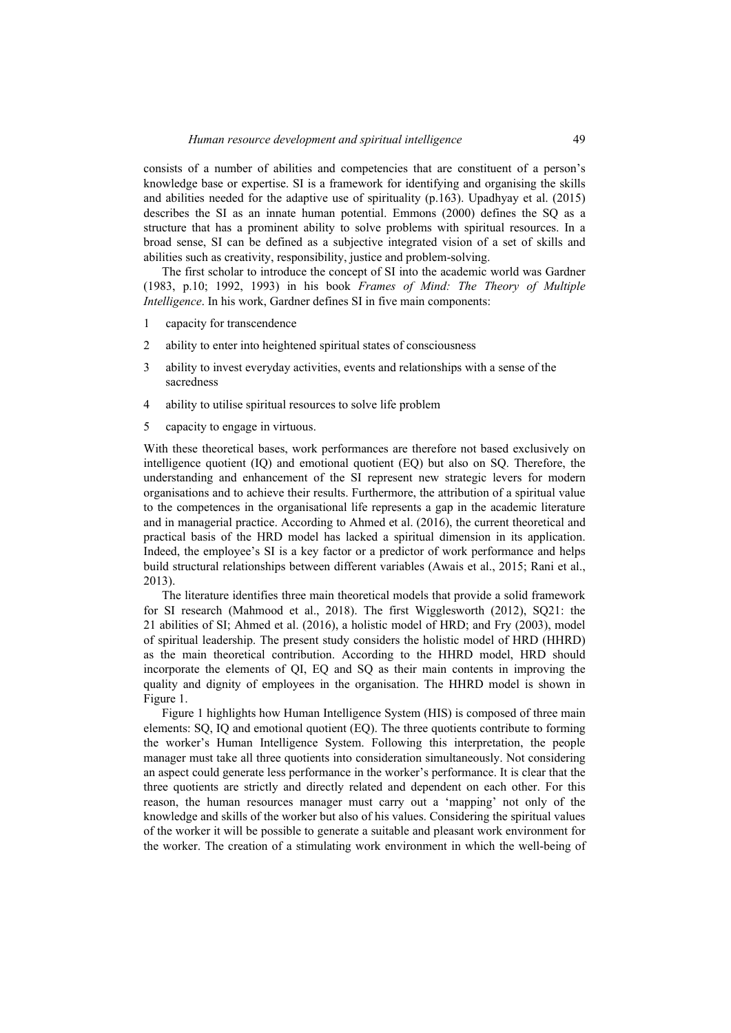consists of a number of abilities and competencies that are constituent of a person's knowledge base or expertise. SI is a framework for identifying and organising the skills and abilities needed for the adaptive use of spirituality (p.163). Upadhyay et al. (2015) describes the SI as an innate human potential. Emmons (2000) defines the SQ as a structure that has a prominent ability to solve problems with spiritual resources. In a broad sense, SI can be defined as a subjective integrated vision of a set of skills and abilities such as creativity, responsibility, justice and problem-solving.

The first scholar to introduce the concept of SI into the academic world was Gardner (1983, p.10; 1992, 1993) in his book *Frames of Mind: The Theory of Multiple Intelligence*. In his work, Gardner defines SI in five main components:

1. capacity for transcendence
2. ability to enter into heightened spiritual states of consciousness
3. ability to invest everyday activities, events and relationships with a sense of the sacredness
4. ability to utilise spiritual resources to solve life problem
5. capacity to engage in virtuous.

With these theoretical bases, work performances are therefore not based exclusively on intelligence quotient (IQ) and emotional quotient (EQ) but also on SQ. Therefore, the understanding and enhancement of the SI represent new strategic levers for modern organisations and to achieve their results. Furthermore, the attribution of a spiritual value to the competences in the organisational life represents a gap in the academic literature and in managerial practice. According to Ahmed et al. (2016), the current theoretical and practical basis of the HRD model has lacked a spiritual dimension in its application. Indeed, the employee's SI is a key factor or a predictor of work performance and helps build structural relationships between different variables (Awais et al., 2015; Rani et al., 2013).

The literature identifies three main theoretical models that provide a solid framework for SI research (Mahmood et al., 2018). The first Wigglesworth (2012), SQ21: the 21 abilities of SI; Ahmed et al. (2016), a holistic model of HRD; and Fry (2003), model of spiritual leadership. The present study considers the holistic model of HRD (HHRD) as the main theoretical contribution. According to the HHRD model, HRD should incorporate the elements of QI, EQ and SQ as their main contents in improving the quality and dignity of employees in the organisation. The HHRD model is shown in Figure 1.

Figure 1 highlights how Human Intelligence System (HIS) is composed of three main elements: SQ, IQ and emotional quotient (EQ). The three quotients contribute to forming the worker's Human Intelligence System. Following this interpretation, the people manager must take all three quotients into consideration simultaneously. Not considering an aspect could generate less performance in the worker's performance. It is clear that the three quotients are strictly and directly related and dependent on each other. For this reason, the human resources manager must carry out a 'mapping' not only of the knowledge and skills of the worker but also of his values. Considering the spiritual values of the worker it will be possible to generate a suitable and pleasant work environment for the worker. The creation of a stimulating work environment in which the well-being of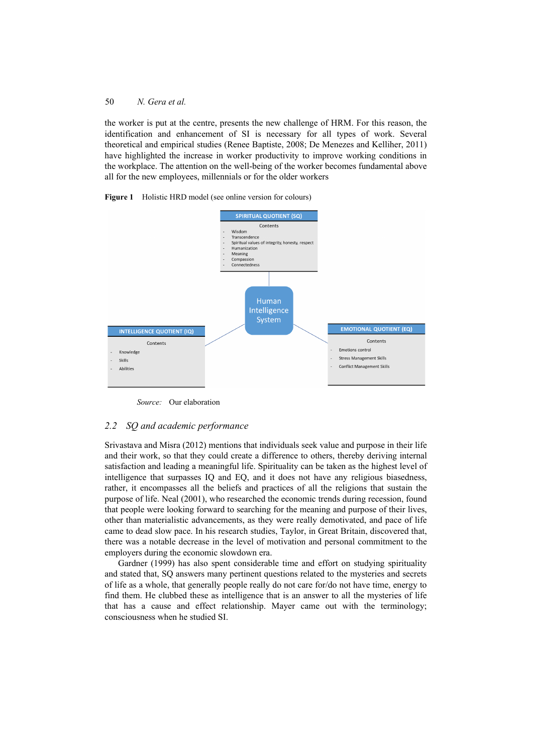the worker is put at the centre, presents the new challenge of HRM. For this reason, the identification and enhancement of SI is necessary for all types of work. Several theoretical and empirical studies (Renee Baptiste, 2008; De Menezes and Kelliher, 2011) have highlighted the increase in worker productivity to improve working conditions in the workplace. The attention on the well-being of the worker becomes fundamental above all for the new employees, millennials or for the older workers

**Figure 1** Holistic HRD model (see online version for colours)

SPIRITUAL QUOTIENT (SQ)

Contents

- Wisdom
- Transcendence
- Spiritual values of integrity, honesty, respect
- Humanization
- Meaning
- Compassion
- Connectedness

Human Intelligence System

INTELLIGENCE QUOTIENT (IQ)

Contents

- Knowledge
- Skills
- Abilities

EMOTIONAL QUOTIENT (EQ)

Contents

- Emotions control
- Stress Management Skills
- Conflict Management Skills

*Source:* Our elaboration

## 2.2 SQ and academic performance

Srivastava and Misra (2012) mentions that individuals seek value and purpose in their life and their work, so that they could create a difference to others, thereby deriving internal satisfaction and leading a meaningful life. Spirituality can be taken as the highest level of intelligence that surpasses IQ and EQ, and it does not have any religious biasedness, rather, it encompasses all the beliefs and practices of all the religions that sustain the purpose of life. Neal (2001), who researched the economic trends during recession, found that people were looking forward to searching for the meaning and purpose of their lives, other than materialistic advancements, as they were really demotivated, and pace of life came to dead slow pace. In his research studies, Taylor, in Great Britain, discovered that, there was a notable decrease in the level of motivation and personal commitment to the employers during the economic slowdown era.

Gardner (1999) has also spent considerable time and effort on studying spirituality and stated that, SQ answers many pertinent questions related to the mysteries and secrets of life as a whole, that generally people really do not care for/do not have time, energy to find them. He clubbed these as intelligence that is an answer to all the mysteries of life that has a cause and effect relationship. Mayer came out with the terminology; consciousness when he studied SI.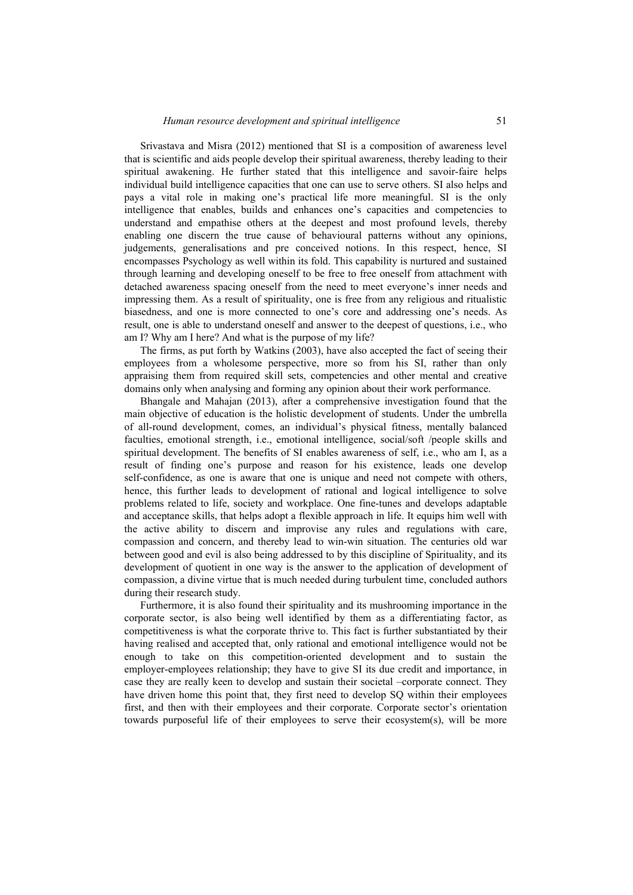Srivastava and Misra (2012) mentioned that SI is a composition of awareness level that is scientific and aids people develop their spiritual awareness, thereby leading to their spiritual awakening. He further stated that this intelligence and savoir-faire helps individual build intelligence capacities that one can use to serve others. SI also helps and pays a vital role in making one's practical life more meaningful. SI is the only intelligence that enables, builds and enhances one's capacities and competencies to understand and empathise others at the deepest and most profound levels, thereby enabling one discern the true cause of behavioural patterns without any opinions, judgements, generalisations and pre conceived notions. In this respect, hence, SI encompasses Psychology as well within its fold. This capability is nurtured and sustained through learning and developing oneself to be free to free oneself from attachment with detached awareness spacing oneself from the need to meet everyone's inner needs and impressing them. As a result of spirituality, one is free from any religious and ritualistic biasedness, and one is more connected to one's core and addressing one's needs. As result, one is able to understand oneself and answer to the deepest of questions, i.e., who am I? Why am I here? And what is the purpose of my life?

The firms, as put forth by Watkins (2003), have also accepted the fact of seeing their employees from a wholesome perspective, more so from his SI, rather than only appraising them from required skill sets, competencies and other mental and creative domains only when analysing and forming any opinion about their work performance.

Bhangale and Mahajan (2013), after a comprehensive investigation found that the main objective of education is the holistic development of students. Under the umbrella of all-round development, comes, an individual's physical fitness, mentally balanced faculties, emotional strength, i.e., emotional intelligence, social/soft /people skills and spiritual development. The benefits of SI enables awareness of self, i.e., who am I, as a result of finding one's purpose and reason for his existence, leads one develop self-confidence, as one is aware that one is unique and need not compete with others, hence, this further leads to development of rational and logical intelligence to solve problems related to life, society and workplace. One fine-tunes and develops adaptable and acceptance skills, that helps adopt a flexible approach in life. It equips him well with the active ability to discern and improvise any rules and regulations with care, compassion and concern, and thereby lead to win-win situation. The centuries old war between good and evil is also being addressed to by this discipline of Spirituality, and its development of quotient in one way is the answer to the application of development of compassion, a divine virtue that is much needed during turbulent time, concluded authors during their research study.

Furthermore, it is also found their spirituality and its mushrooming importance in the corporate sector, is also being well identified by them as a differentiating factor, as competitiveness is what the corporate thrive to. This fact is further substantiated by their having realised and accepted that, only rational and emotional intelligence would not be enough to take on this competition-oriented development and to sustain the employer-employees relationship; they have to give SI its due credit and importance, in case they are really keen to develop and sustain their societal –corporate connect. They have driven home this point that, they first need to develop SQ within their employees first, and then with their employees and their corporate. Corporate sector's orientation towards purposeful life of their employees to serve their ecosystem(s), will be more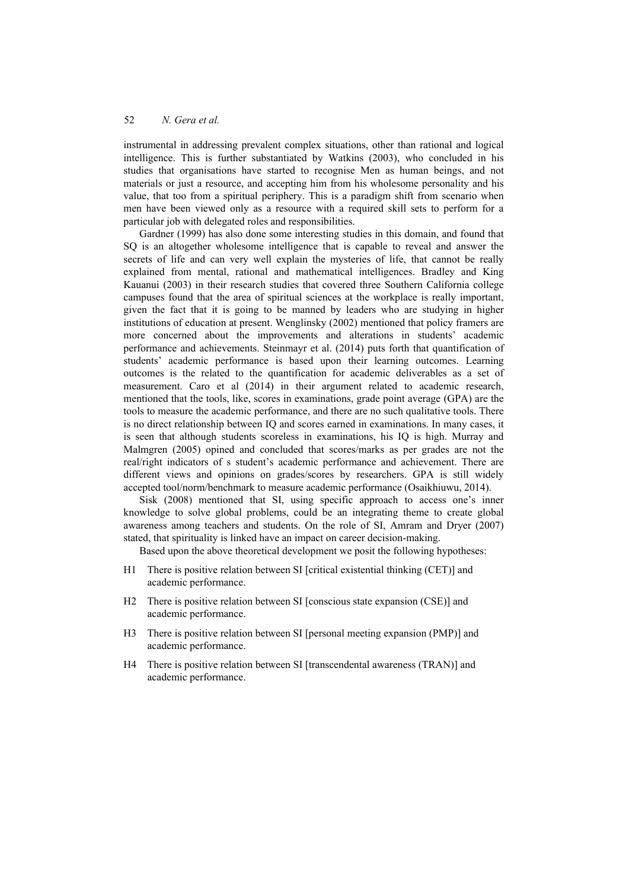instrumental in addressing prevalent complex situations, other than rational and logical intelligence. This is further substantiated by Watkins (2003), who concluded in his studies that organisations have started to recognise Men as human beings, and not materials or just a resource, and accepting him from his wholesome personality and his value, that too from a spiritual periphery. This is a paradigm shift from scenario when men have been viewed only as a resource with a required skill sets to perform for a particular job with delegated roles and responsibilities.

Gardner (1999) has also done some interesting studies in this domain, and found that SQ is an altogether wholesome intelligence that is capable to reveal and answer the secrets of life and can very well explain the mysteries of life, that cannot be really explained from mental, rational and mathematical intelligences. Bradley and King Kauanui (2003) in their research studies that covered three Southern California college campuses found that the area of spiritual sciences at the workplace is really important, given the fact that it is going to be manned by leaders who are studying in higher institutions of education at present. Wenglinsky (2002) mentioned that policy framers are more concerned about the improvements and alterations in students' academic performance and achievements. Steinmayr et al. (2014) puts forth that quantification of students' academic performance is based upon their learning outcomes. Learning outcomes is the related to the quantification for academic deliverables as a set of measurement. Caro et al (2014) in their argument related to academic research, mentioned that the tools, like, scores in examinations, grade point average (GPA) are the tools to measure the academic performance, and there are no such qualitative tools. There is no direct relationship between IQ and scores earned in examinations. In many cases, it is seen that although students scoreless in examinations, his IQ is high. Murray and Malmgren (2005) opined and concluded that scores/marks as per grades are not the real/right indicators of s student's academic performance and achievement. There are different views and opinions on grades/scores by researchers. GPA is still widely accepted tool/norm/benchmark to measure academic performance (Osaikhiuwu, 2014).

Sisk (2008) mentioned that SI, using specific approach to access one's inner knowledge to solve global problems, could be an integrating theme to create global awareness among teachers and students. On the role of SI, Amram and Dryer (2007) stated, that spirituality is linked have an impact on career decision-making.

Based upon the above theoretical development we posit the following hypotheses:

- H1 There is positive relation between SI [critical existential thinking (CET)] and academic performance.
- H2 There is positive relation between SI [conscious state expansion (CSE)] and academic performance.
- H3 There is positive relation between SI [personal meeting expansion (PMP)] and academic performance.
- H4 There is positive relation between SI [transcendental awareness (TRAN)] and academic performance.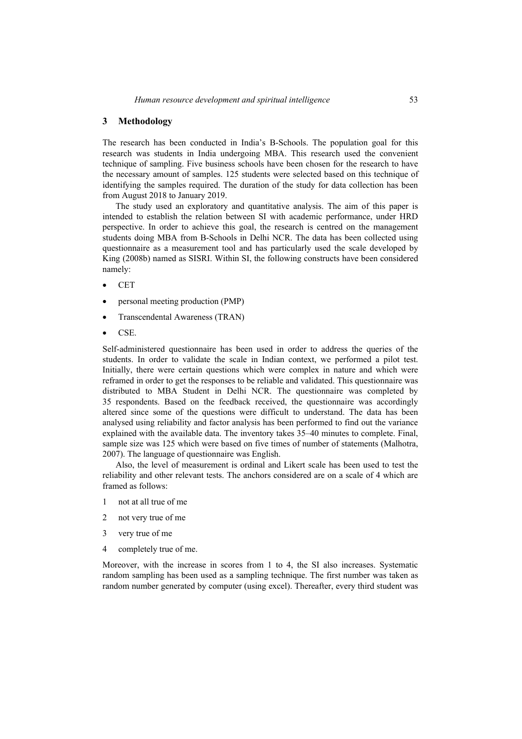## 3 Methodology

The research has been conducted in India's B-Schools. The population goal for this research was students in India undergoing MBA. This research used the convenient technique of sampling. Five business schools have been chosen for the research to have the necessary amount of samples. 125 students were selected based on this technique of identifying the samples required. The duration of the study for data collection has been from August 2018 to January 2019.

The study used an exploratory and quantitative analysis. The aim of this paper is intended to establish the relation between SI with academic performance, under HRD perspective. In order to achieve this goal, the research is centred on the management students doing MBA from B-Schools in Delhi NCR. The data has been collected using questionnaire as a measurement tool and has particularly used the scale developed by King (2008b) named as SISRI. Within SI, the following constructs have been considered namely:

- CET
- personal meeting production (PMP)
- Transcendental Awareness (TRAN)
- CSE.

Self-administered questionnaire has been used in order to address the queries of the students. In order to validate the scale in Indian context, we performed a pilot test. Initially, there were certain questions which were complex in nature and which were reframed in order to get the responses to be reliable and validated. This questionnaire was distributed to MBA Student in Delhi NCR. The questionnaire was completed by 35 respondents. Based on the feedback received, the questionnaire was accordingly altered since some of the questions were difficult to understand. The data has been analysed using reliability and factor analysis has been performed to find out the variance explained with the available data. The inventory takes 35–40 minutes to complete. Final, sample size was 125 which were based on five times of number of statements (Malhotra, 2007). The language of questionnaire was English.

Also, the level of measurement is ordinal and Likert scale has been used to test the reliability and other relevant tests. The anchors considered are on a scale of 4 which are framed as follows:

1. not at all true of me
2. not very true of me
3. very true of me
4. completely true of me.

Moreover, with the increase in scores from 1 to 4, the SI also increases. Systematic random sampling has been used as a sampling technique. The first number was taken as random number generated by computer (using excel). Thereafter, every third student was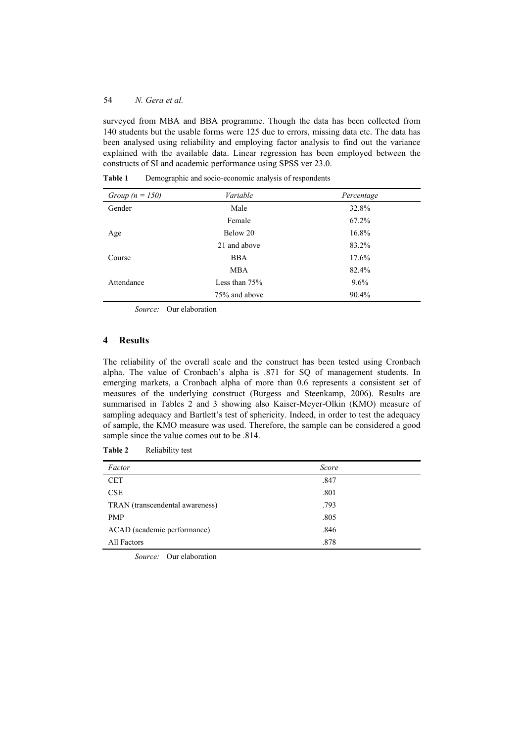surveyed from MBA and BBA programme. Though the data has been collected from 140 students but the usable forms were 125 due to errors, missing data etc. The data has been analysed using reliability and employing factor analysis to find out the variance explained with the available data. Linear regression has been employed between the constructs of SI and academic performance using SPSS ver 23.0.

**Table 1** Demographic and socio-economic analysis of respondents

| *Group (n = 150)* | *Variable* | *Percentage* |
|---|---|---|
| Gender | Male | 32.8% |
| | Female | 67.2% |
| Age | Below 20 | 16.8% |
| | 21 and above | 83.2% |
| Course | BBA | 17.6% |
| | MBA | 82.4% |
| Attendance | Less than 75% | 9.6% |
| | 75% and above | 90.4% |

*Source:* Our elaboration

## 4 Results

The reliability of the overall scale and the construct has been tested using Cronbach alpha. The value of Cronbach's alpha is .871 for SQ of management students. In emerging markets, a Cronbach alpha of more than 0.6 represents a consistent set of measures of the underlying construct (Burgess and Steenkamp, 2006). Results are summarised in Tables 2 and 3 showing also Kaiser-Meyer-Olkin (KMO) measure of sampling adequacy and Bartlett's test of sphericity. Indeed, in order to test the adequacy of sample, the KMO measure was used. Therefore, the sample can be considered a good sample since the value comes out to be .814.

**Table 2** Reliability test

| *Factor* | *Score* |
|---|---|
| CET | .847 |
| CSE | .801 |
| TRAN (transcendental awareness) | .793 |
| PMP | .805 |
| ACAD (academic performance) | .846 |
| All Factors | .878 |

*Source:* Our elaboration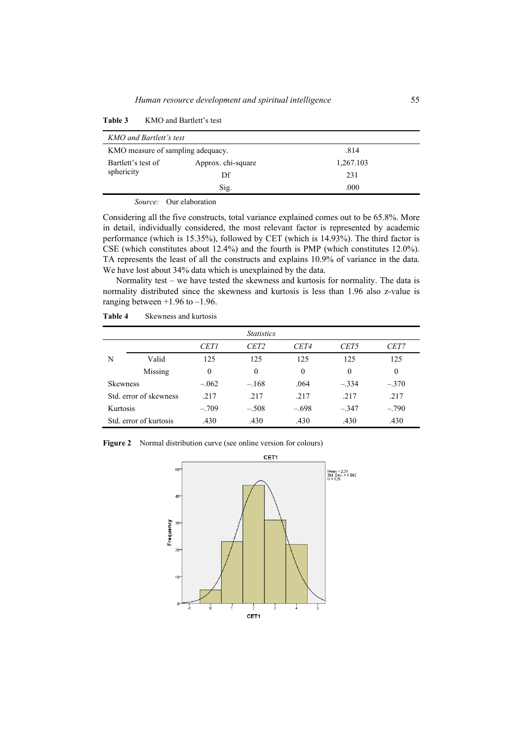**Table 3** KMO and Bartlett's test

| *KMO and Bartlett's test* | | |
|---|---|---|
| KMO measure of sampling adequacy. | | .814 |
| Bartlett's test of sphericity | Approx. chi-square | 1,267.103 |
| | Df | 231 |
| | Sig. | .000 |

*Source:* Our elaboration

Considering all the five constructs, total variance explained comes out to be 65.8%. More in detail, individually considered, the most relevant factor is represented by academic performance (which is 15.35%), followed by CET (which is 14.93%). The third factor is CSE (which constitutes about 12.4%) and the fourth is PMP (which constitutes 12.0%). TA represents the least of all the constructs and explains 10.9% of variance in the data. We have lost about 34% data which is unexplained by the data.

Normality test – we have tested the skewness and kurtosis for normality. The data is normality distributed since the skewness and kurtosis is less than 1.96 also z-value is ranging between +1.96 to –1.96.

**Table 4** Skewness and kurtosis

| | | *Statistics* | | | | |
|---|---|---|---|---|---|---|
| | | *CET1* | *CET2* | *CET4* | *CET5* | *CET7* |
| N | Valid | 125 | 125 | 125 | 125 | 125 |
| | Missing | 0 | 0 | 0 | 0 | 0 |
| Skewness | | –.062 | –.168 | .064 | –.334 | –.370 |
| Std. error of skewness | | .217 | .217 | .217 | .217 | .217 |
| Kurtosis | | –.709 | –.508 | –.698 | –.347 | –.790 |
| Std. error of kurtosis | | .430 | .430 | .430 | .430 | .430 |

**Figure 2** Normal distribution curve (see online version for colours)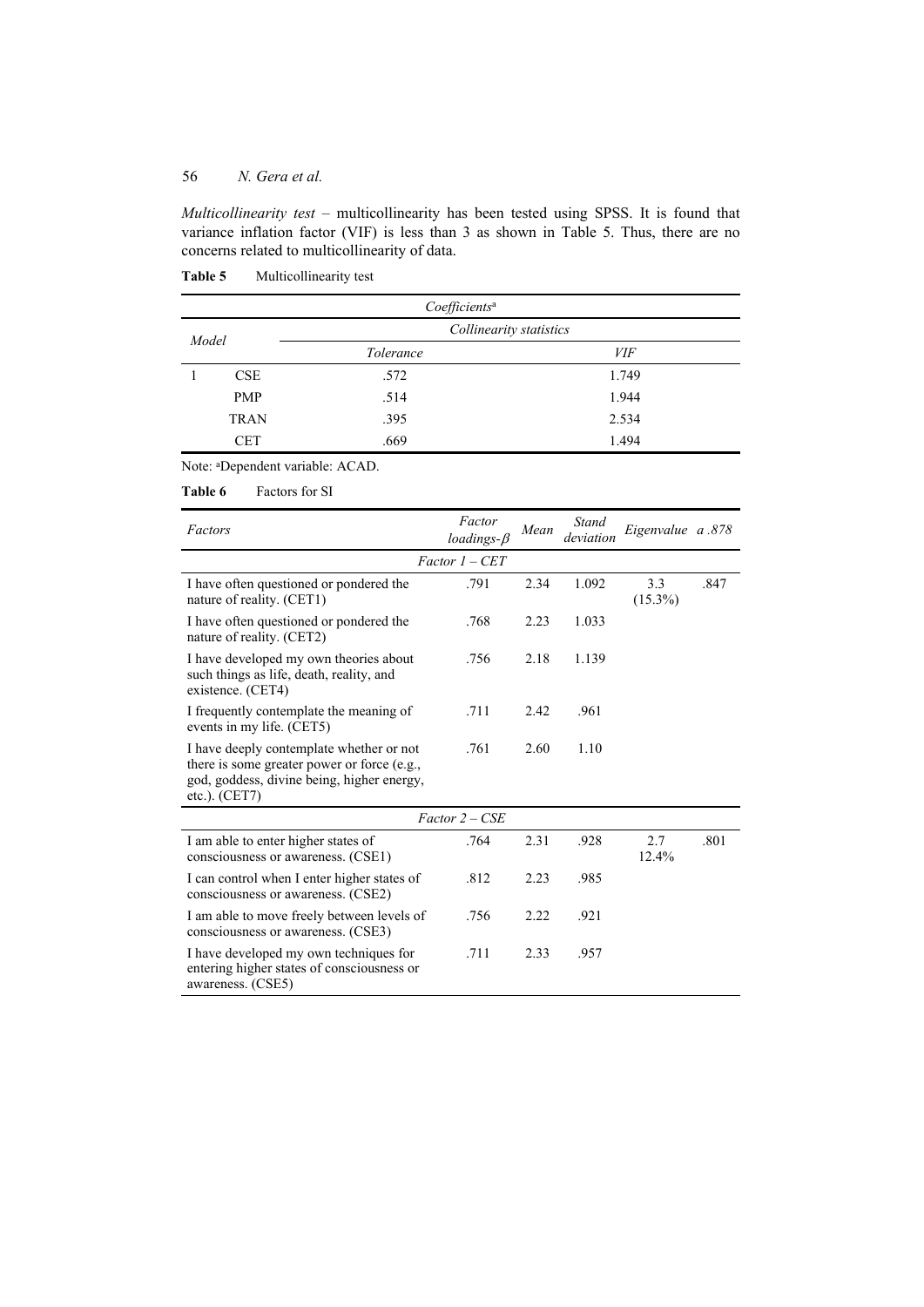*Multicollinearity test* – multicollinearity has been tested using SPSS. It is found that variance inflation factor (VIF) is less than 3 as shown in Table 5. Thus, there are no concerns related to multicollinearity of data.

**Table 5** Multicollinearity test

| *Coefficients*[a] | | | |
|---|---|---|---|
| *Model* | | *Collinearity statistics* | |
| | | *Tolerance* | *VIF* |
| 1 | CSE | .572 | 1.749 |
| | PMP | .514 | 1.944 |
| | TRAN | .395 | 2.534 |
| | CET | .669 | 1.494 |

Note: [a]Dependent variable: ACAD.

**Table 6** Factors for SI

| *Factors* | *Factor loadings-β* | *Mean* | *Stand deviation* | *Eigenvalue* | *a .878* |
|---|---|---|---|---|---|
| | *Factor 1 – CET* | | | | |
| I have often questioned or pondered the nature of reality. (CET1) | .791 | 2.34 | 1.092 | 3.3 (15.3%) | .847 |
| I have often questioned or pondered the nature of reality. (CET2) | .768 | 2.23 | 1.033 | | |
| I have developed my own theories about such things as life, death, reality, and existence. (CET4) | .756 | 2.18 | 1.139 | | |
| I frequently contemplate the meaning of events in my life. (CET5) | .711 | 2.42 | .961 | | |
| I have deeply contemplate whether or not there is some greater power or force (e.g., god, goddess, divine being, higher energy, etc.). (CET7) | .761 | 2.60 | 1.10 | | |
| | *Factor 2 – CSE* | | | | |
| I am able to enter higher states of consciousness or awareness. (CSE1) | .764 | 2.31 | .928 | 2.7 12.4% | .801 |
| I can control when I enter higher states of consciousness or awareness. (CSE2) | .812 | 2.23 | .985 | | |
| I am able to move freely between levels of consciousness or awareness. (CSE3) | .756 | 2.22 | .921 | | |
| I have developed my own techniques for entering higher states of consciousness or awareness. (CSE5) | .711 | 2.33 | .957 | | |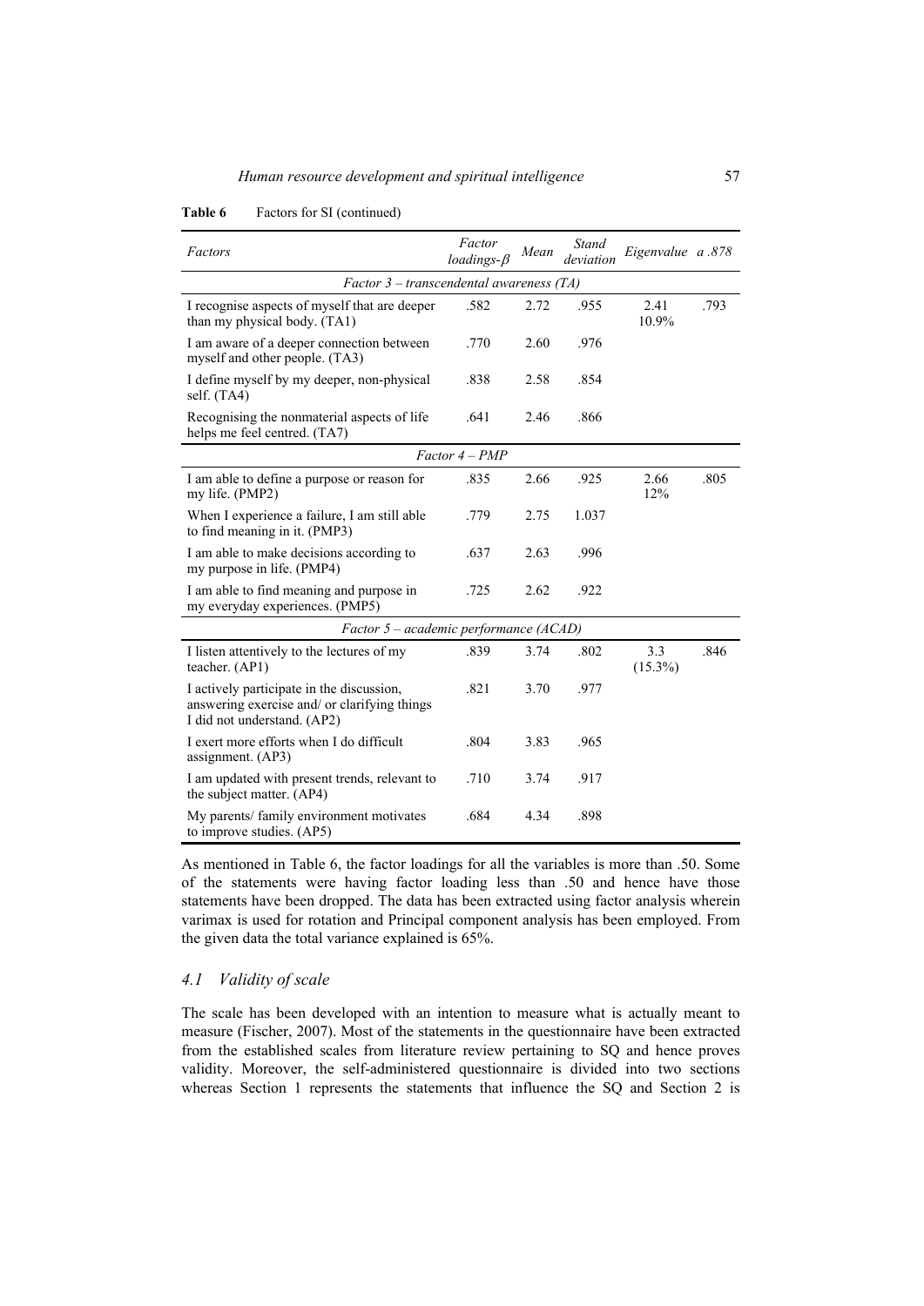**Table 6** Factors for SI (continued)

| *Factors* | *Factor loadings-β* | *Mean* | *Stand deviation* | *Eigenvalue* | *a .878* |
|---|---|---|---|---|---|
| *Factor 3 – transcendental awareness (TA)* | | | | | |
| I recognise aspects of myself that are deeper than my physical body. (TA1) | .582 | 2.72 | .955 | 2.41 10.9% | .793 |
| I am aware of a deeper connection between myself and other people. (TA3) | .770 | 2.60 | .976 | | |
| I define myself by my deeper, non-physical self. (TA4) | .838 | 2.58 | .854 | | |
| Recognising the nonmaterial aspects of life helps me feel centred. (TA7) | .641 | 2.46 | .866 | | |
| *Factor 4 – PMP* | | | | | |
| I am able to define a purpose or reason for my life. (PMP2) | .835 | 2.66 | .925 | 2.66 12% | .805 |
| When I experience a failure, I am still able to find meaning in it. (PMP3) | .779 | 2.75 | 1.037 | | |
| I am able to make decisions according to my purpose in life. (PMP4) | .637 | 2.63 | .996 | | |
| I am able to find meaning and purpose in my everyday experiences. (PMP5) | .725 | 2.62 | .922 | | |
| *Factor 5 – academic performance (ACAD)* | | | | | |
| I listen attentively to the lectures of my teacher. (AP1) | .839 | 3.74 | .802 | 3.3 (15.3%) | .846 |
| I actively participate in the discussion, answering exercise and/ or clarifying things I did not understand. (AP2) | .821 | 3.70 | .977 | | |
| I exert more efforts when I do difficult assignment. (AP3) | .804 | 3.83 | .965 | | |
| I am updated with present trends, relevant to the subject matter. (AP4) | .710 | 3.74 | .917 | | |
| My parents/ family environment motivates to improve studies. (AP5) | .684 | 4.34 | .898 | | |

As mentioned in Table 6, the factor loadings for all the variables is more than .50. Some of the statements were having factor loading less than .50 and hence have those statements have been dropped. The data has been extracted using factor analysis wherein varimax is used for rotation and Principal component analysis has been employed. From the given data the total variance explained is 65%.

### 4.1 Validity of scale

The scale has been developed with an intention to measure what is actually meant to measure (Fischer, 2007). Most of the statements in the questionnaire have been extracted from the established scales from literature review pertaining to SQ and hence proves validity. Moreover, the self-administered questionnaire is divided into two sections whereas Section 1 represents the statements that influence the SQ and Section 2 is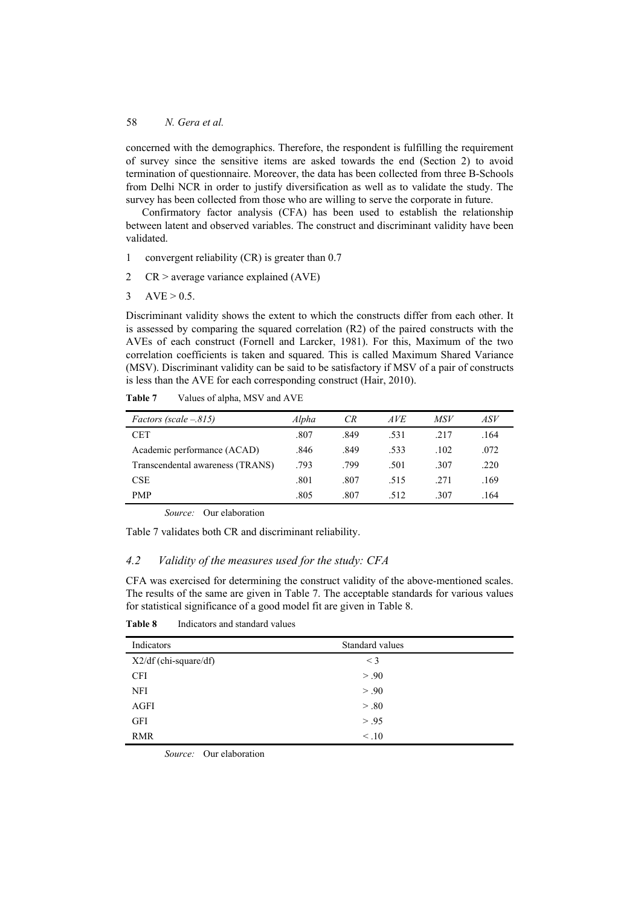concerned with the demographics. Therefore, the respondent is fulfilling the requirement of survey since the sensitive items are asked towards the end (Section 2) to avoid termination of questionnaire. Moreover, the data has been collected from three B-Schools from Delhi NCR in order to justify diversification as well as to validate the study. The survey has been collected from those who are willing to serve the corporate in future.

Confirmatory factor analysis (CFA) has been used to establish the relationship between latent and observed variables. The construct and discriminant validity have been validated.

1. convergent reliability (CR) is greater than 0.7
2. CR > average variance explained (AVE)
3. AVE > 0.5.

Discriminant validity shows the extent to which the constructs differ from each other. It is assessed by comparing the squared correlation (R2) of the paired constructs with the AVEs of each construct (Fornell and Larcker, 1981). For this, Maximum of the two correlation coefficients is taken and squared. This is called Maximum Shared Variance (MSV). Discriminant validity can be said to be satisfactory if MSV of a pair of constructs is less than the AVE for each corresponding construct (Hair, 2010).

**Table 7** Values of alpha, MSV and AVE

| *Factors (scale –.815)* | *Alpha* | *CR* | *AVE* | *MSV* | *ASV* |
|---|---|---|---|---|---|
| CET | .807 | .849 | .531 | .217 | .164 |
| Academic performance (ACAD) | .846 | .849 | .533 | .102 | .072 |
| Transcendental awareness (TRANS) | .793 | .799 | .501 | .307 | .220 |
| CSE | .801 | .807 | .515 | .271 | .169 |
| PMP | .805 | .807 | .512 | .307 | .164 |

*Source:* Our elaboration

Table 7 validates both CR and discriminant reliability.

### *4.2 Validity of the measures used for the study: CFA*

CFA was exercised for determining the construct validity of the above-mentioned scales. The results of the same are given in Table 7. The acceptable standards for various values for statistical significance of a good model fit are given in Table 8.

**Table 8** Indicators and standard values

| Indicators | Standard values |
|---|---|
| X2/df (chi-square/df) | < 3 |
| CFI | > .90 |
| NFI | > .90 |
| AGFI | > .80 |
| GFI | > .95 |
| RMR | < .10 |

*Source:* Our elaboration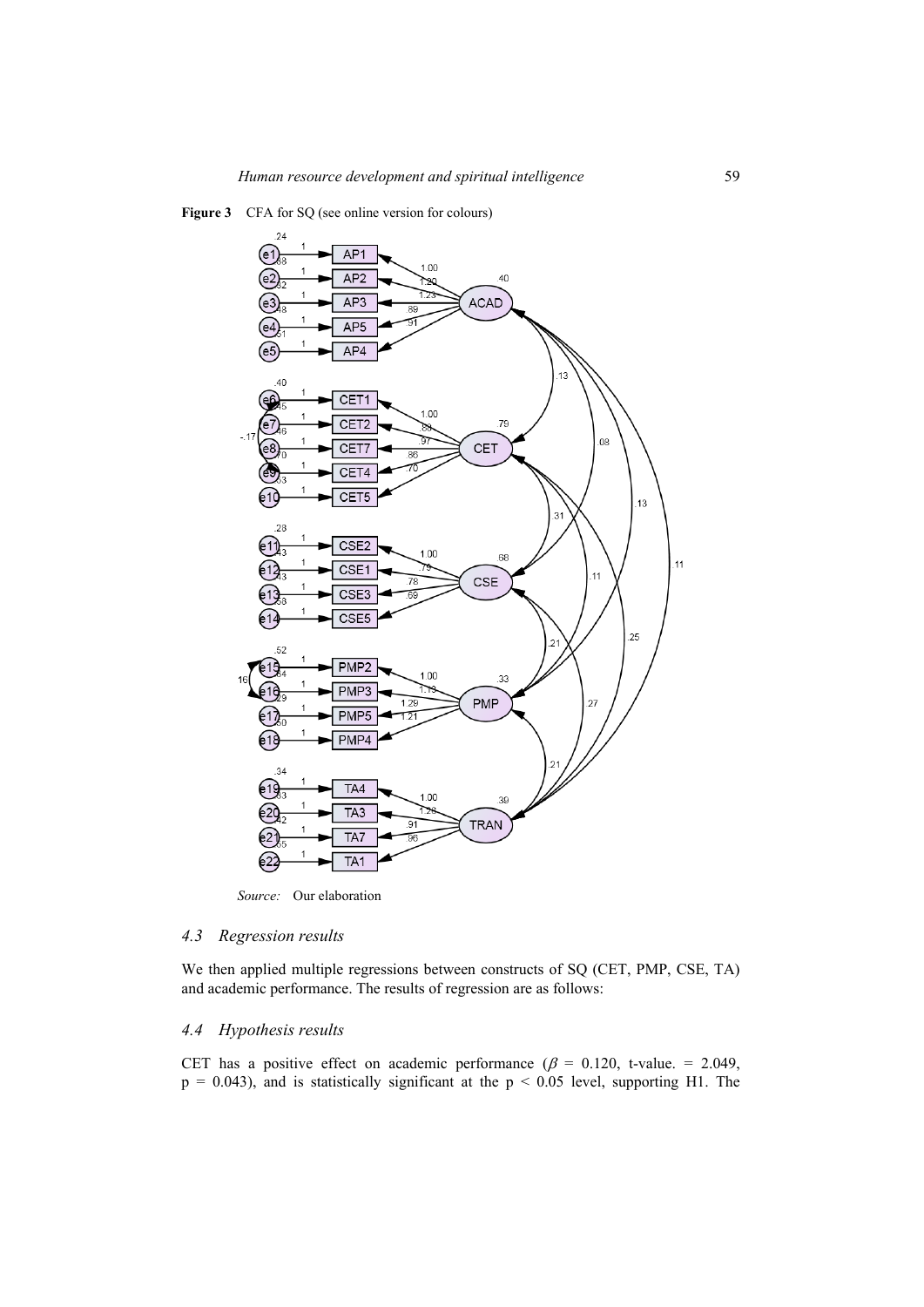**Figure 3** CFA for SQ (see online version for colours)

*Source:* Our elaboration

### *4.3 Regression results*

We then applied multiple regressions between constructs of SQ (CET, PMP, CSE, TA) and academic performance. The results of regression are as follows:

### *4.4 Hypothesis results*

CET has a positive effect on academic performance ($\beta$ = 0.120, t-value. = 2.049, p = 0.043), and is statistically significant at the p < 0.05 level, supporting H1. The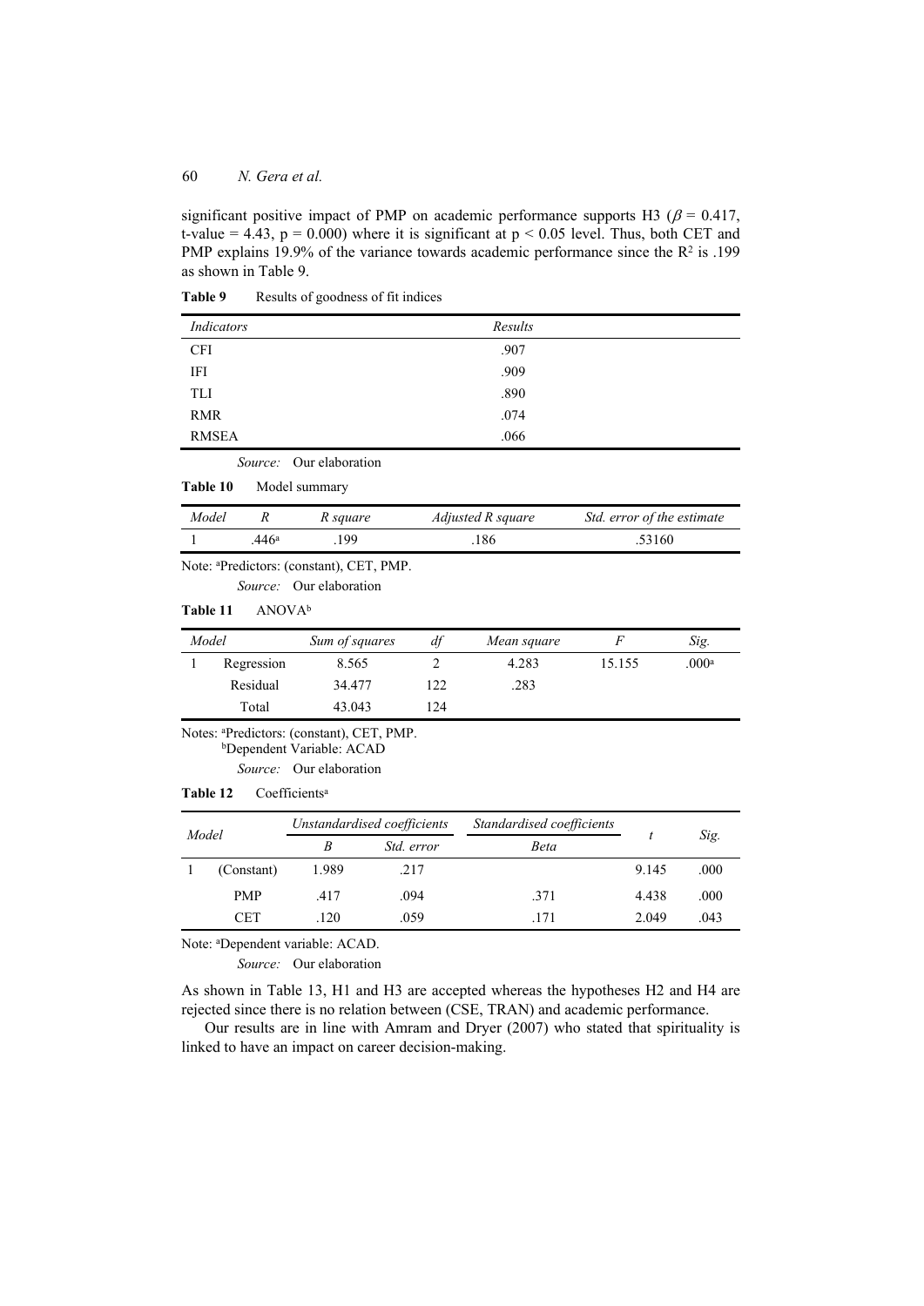significant positive impact of PMP on academic performance supports H3 ($\beta = 0.417$, t-value = 4.43, p = 0.000) where it is significant at $p < 0.05$ level. Thus, both CET and PMP explains 19.9% of the variance towards academic performance since the $R^2$ is .199 as shown in Table 9.

**Table 9** Results of goodness of fit indices

| *Indicators* | *Results* |
|---|---|
| CFI | .907 |
| IFI | .909 |
| TLI | .890 |
| RMR | .074 |
| RMSEA | .066 |

*Source:* Our elaboration

**Table 10** Model summary

| *Model* | *R* | *R square* | *Adjusted R square* | *Std. error of the estimate* |
|---|---|---|---|---|
| 1 | .446[a] | .199 | .186 | .53160 |

Note: [a]Predictors: (constant), CET, PMP.

*Source:* Our elaboration

**Table 11** ANOVA[b]

| *Model* | | *Sum of squares* | *df* | *Mean square* | *F* | *Sig.* |
|---|---|---|---|---|---|---|
| 1 | Regression | 8.565 | 2 | 4.283 | 15.155 | .000[a] |
| | Residual | 34.477 | 122 | .283 | | |
| | Total | 43.043 | 124 | | | |

Notes: [a]Predictors: (constant), CET, PMP.
[b]Dependent Variable: ACAD

*Source:* Our elaboration

**Table 12** Coefficients[a]

| *Model* | | *Unstandardised coefficients* | | *Standardised coefficients* | *t* | *Sig.* |
|---|---|---|---|---|---|---|
| | | *B* | *Std. error* | *Beta* | | |
| 1 | (Constant) | 1.989 | .217 | | 9.145 | .000 |
| | PMP | .417 | .094 | .371 | 4.438 | .000 |
| | CET | .120 | .059 | .171 | 2.049 | .043 |

Note: [a]Dependent variable: ACAD.

*Source:* Our elaboration

As shown in Table 13, H1 and H3 are accepted whereas the hypotheses H2 and H4 are rejected since there is no relation between (CSE, TRAN) and academic performance.

Our results are in line with Amram and Dryer (2007) who stated that spirituality is linked to have an impact on career decision-making.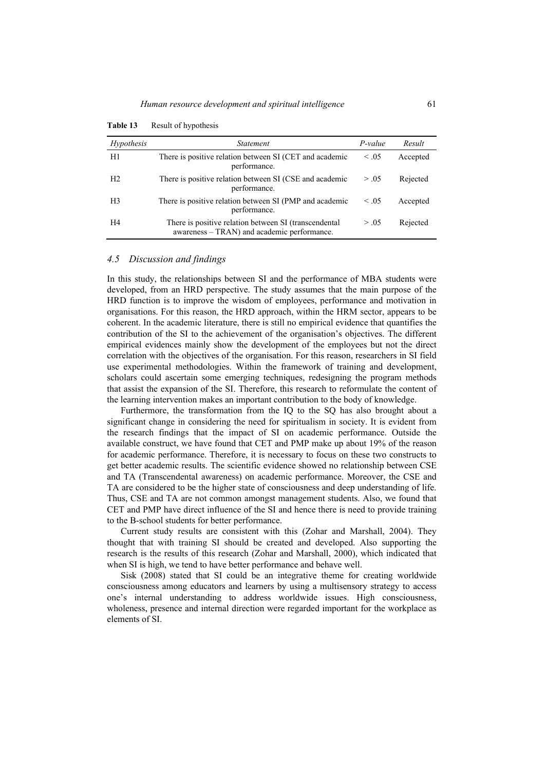**Table 13** Result of hypothesis

| *Hypothesis* | *Statement* | *P-value* | *Result* |
|---|---|---|---|
| H1 | There is positive relation between SI (CET and academic performance. | < .05 | Accepted |
| H2 | There is positive relation between SI (CSE and academic performance. | > .05 | Rejected |
| H3 | There is positive relation between SI (PMP and academic performance. | < .05 | Accepted |
| H4 | There is positive relation between SI (transcendental awareness – TRAN) and academic performance. | > .05 | Rejected |

### *4.5 Discussion and findings*

In this study, the relationships between SI and the performance of MBA students were developed, from an HRD perspective. The study assumes that the main purpose of the HRD function is to improve the wisdom of employees, performance and motivation in organisations. For this reason, the HRD approach, within the HRM sector, appears to be coherent. In the academic literature, there is still no empirical evidence that quantifies the contribution of the SI to the achievement of the organisation's objectives. The different empirical evidences mainly show the development of the employees but not the direct correlation with the objectives of the organisation. For this reason, researchers in SI field use experimental methodologies. Within the framework of training and development, scholars could ascertain some emerging techniques, redesigning the program methods that assist the expansion of the SI. Therefore, this research to reformulate the content of the learning intervention makes an important contribution to the body of knowledge.

Furthermore, the transformation from the IQ to the SQ has also brought about a significant change in considering the need for spiritualism in society. It is evident from the research findings that the impact of SI on academic performance. Outside the available construct, we have found that CET and PMP make up about 19% of the reason for academic performance. Therefore, it is necessary to focus on these two constructs to get better academic results. The scientific evidence showed no relationship between CSE and TA (Transcendental awareness) on academic performance. Moreover, the CSE and TA are considered to be the higher state of consciousness and deep understanding of life. Thus, CSE and TA are not common amongst management students. Also, we found that CET and PMP have direct influence of the SI and hence there is need to provide training to the B-school students for better performance.

Current study results are consistent with this (Zohar and Marshall, 2004). They thought that with training SI should be created and developed. Also supporting the research is the results of this research (Zohar and Marshall, 2000), which indicated that when SI is high, we tend to have better performance and behave well.

Sisk (2008) stated that SI could be an integrative theme for creating worldwide consciousness among educators and learners by using a multisensory strategy to access one's internal understanding to address worldwide issues. High consciousness, wholeness, presence and internal direction were regarded important for the workplace as elements of SI.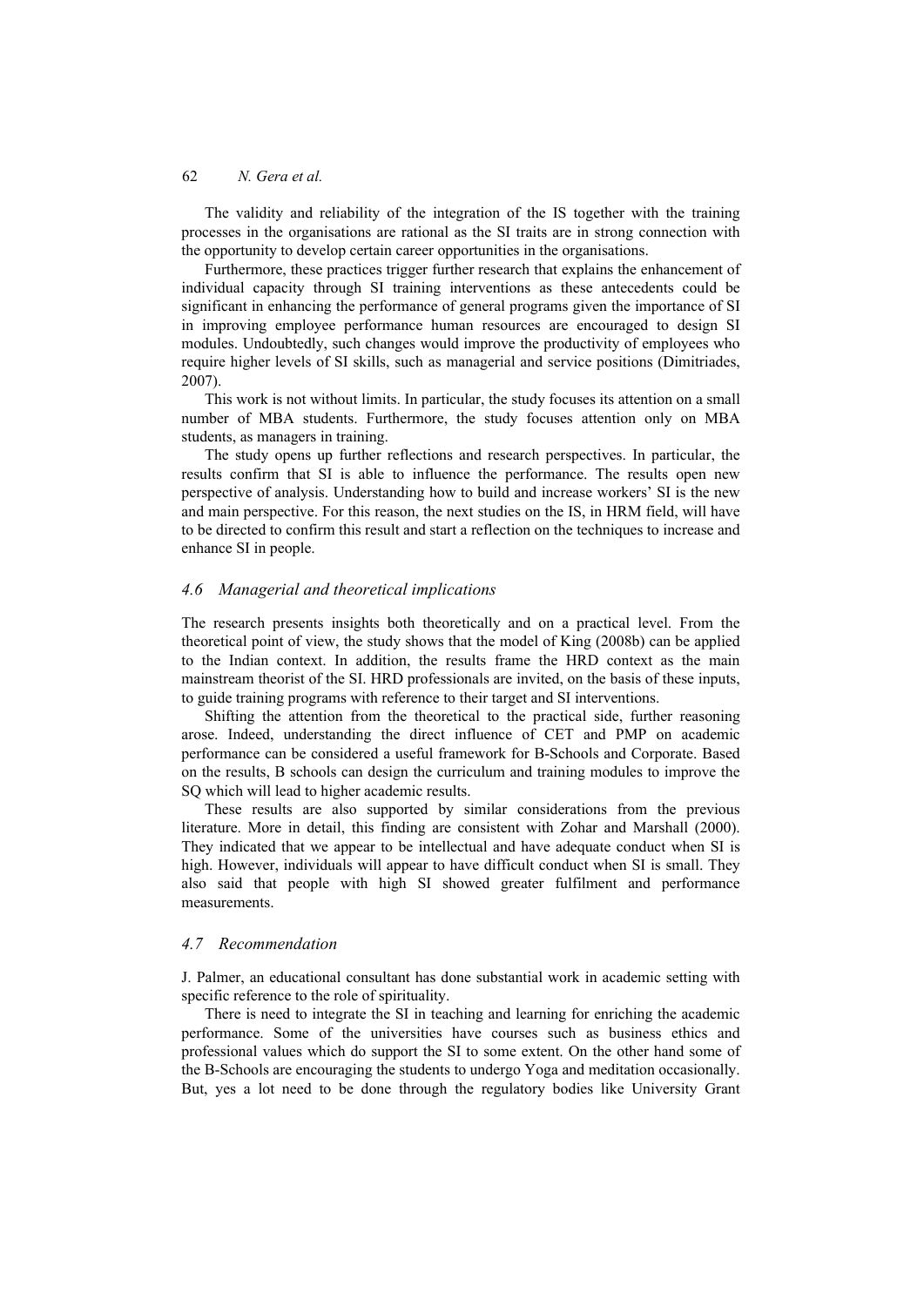The validity and reliability of the integration of the IS together with the training processes in the organisations are rational as the SI traits are in strong connection with the opportunity to develop certain career opportunities in the organisations.

Furthermore, these practices trigger further research that explains the enhancement of individual capacity through SI training interventions as these antecedents could be significant in enhancing the performance of general programs given the importance of SI in improving employee performance human resources are encouraged to design SI modules. Undoubtedly, such changes would improve the productivity of employees who require higher levels of SI skills, such as managerial and service positions (Dimitriades, 2007).

This work is not without limits. In particular, the study focuses its attention on a small number of MBA students. Furthermore, the study focuses attention only on MBA students, as managers in training.

The study opens up further reflections and research perspectives. In particular, the results confirm that SI is able to influence the performance. The results open new perspective of analysis. Understanding how to build and increase workers' SI is the new and main perspective. For this reason, the next studies on the IS, in HRM field, will have to be directed to confirm this result and start a reflection on the techniques to increase and enhance SI in people.

### *4.6 Managerial and theoretical implications*

The research presents insights both theoretically and on a practical level. From the theoretical point of view, the study shows that the model of King (2008b) can be applied to the Indian context. In addition, the results frame the HRD context as the main mainstream theorist of the SI. HRD professionals are invited, on the basis of these inputs, to guide training programs with reference to their target and SI interventions.

Shifting the attention from the theoretical to the practical side, further reasoning arose. Indeed, understanding the direct influence of CET and PMP on academic performance can be considered a useful framework for B-Schools and Corporate. Based on the results, B schools can design the curriculum and training modules to improve the SQ which will lead to higher academic results.

These results are also supported by similar considerations from the previous literature. More in detail, this finding are consistent with Zohar and Marshall (2000). They indicated that we appear to be intellectual and have adequate conduct when SI is high. However, individuals will appear to have difficult conduct when SI is small. They also said that people with high SI showed greater fulfilment and performance measurements.

### *4.7 Recommendation*

J. Palmer, an educational consultant has done substantial work in academic setting with specific reference to the role of spirituality.

There is need to integrate the SI in teaching and learning for enriching the academic performance. Some of the universities have courses such as business ethics and professional values which do support the SI to some extent. On the other hand some of the B-Schools are encouraging the students to undergo Yoga and meditation occasionally. But, yes a lot need to be done through the regulatory bodies like University Grant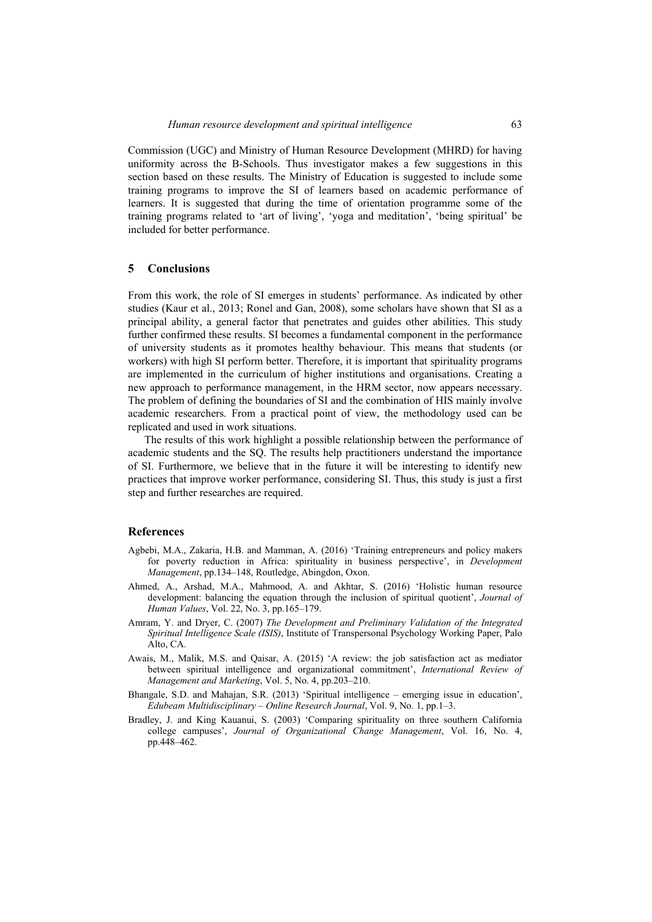Commission (UGC) and Ministry of Human Resource Development (MHRD) for having uniformity across the B-Schools. Thus investigator makes a few suggestions in this section based on these results. The Ministry of Education is suggested to include some training programs to improve the SI of learners based on academic performance of learners. It is suggested that during the time of orientation programme some of the training programs related to 'art of living', 'yoga and meditation', 'being spiritual' be included for better performance.

## 5 Conclusions

From this work, the role of SI emerges in students' performance. As indicated by other studies (Kaur et al., 2013; Ronel and Gan, 2008), some scholars have shown that SI as a principal ability, a general factor that penetrates and guides other abilities. This study further confirmed these results. SI becomes a fundamental component in the performance of university students as it promotes healthy behaviour. This means that students (or workers) with high SI perform better. Therefore, it is important that spirituality programs are implemented in the curriculum of higher institutions and organisations. Creating a new approach to performance management, in the HRM sector, now appears necessary. The problem of defining the boundaries of SI and the combination of HIS mainly involve academic researchers. From a practical point of view, the methodology used can be replicated and used in work situations.

The results of this work highlight a possible relationship between the performance of academic students and the SQ. The results help practitioners understand the importance of SI. Furthermore, we believe that in the future it will be interesting to identify new practices that improve worker performance, considering SI. Thus, this study is just a first step and further researches are required.

## References

Agbebi, M.A., Zakaria, H.B. and Mamman, A. (2016) 'Training entrepreneurs and policy makers for poverty reduction in Africa: spirituality in business perspective', in *Development Management*, pp.134–148, Routledge, Abingdon, Oxon.

Ahmed, A., Arshad, M.A., Mahmood, A. and Akhtar, S. (2016) 'Holistic human resource development: balancing the equation through the inclusion of spiritual quotient', *Journal of Human Values*, Vol. 22, No. 3, pp.165–179.

Amram, Y. and Dryer, C. (2007) *The Development and Preliminary Validation of the Integrated Spiritual Intelligence Scale (ISIS)*, Institute of Transpersonal Psychology Working Paper, Palo Alto, CA.

Awais, M., Malik, M.S. and Qaisar, A. (2015) 'A review: the job satisfaction act as mediator between spiritual intelligence and organizational commitment', *International Review of Management and Marketing*, Vol. 5, No. 4, pp.203–210.

Bhangale, S.D. and Mahajan, S.R. (2013) 'Spiritual intelligence – emerging issue in education', *Edubeam Multidisciplinary – Online Research Journal*, Vol. 9, No. 1, pp.1–3.

Bradley, J. and King Kauanui, S. (2003) 'Comparing spirituality on three southern California college campuses', *Journal of Organizational Change Management*, Vol. 16, No. 4, pp.448–462.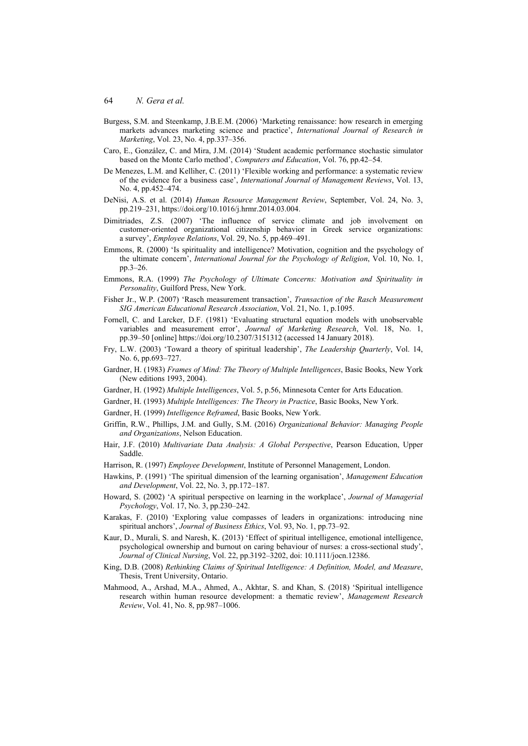Burgess, S.M. and Steenkamp, J.B.E.M. (2006) 'Marketing renaissance: how research in emerging markets advances marketing science and practice', *International Journal of Research in Marketing*, Vol. 23, No. 4, pp.337–356.

Caro, E., González, C. and Mira, J.M. (2014) 'Student academic performance stochastic simulator based on the Monte Carlo method', *Computers and Education*, Vol. 76, pp.42–54.

De Menezes, L.M. and Kelliher, C. (2011) 'Flexible working and performance: a systematic review of the evidence for a business case', *International Journal of Management Reviews*, Vol. 13, No. 4, pp.452–474.

DeNisi, A.S. et al. (2014) *Human Resource Management Review*, September, Vol. 24, No. 3, pp.219–231, https://doi.org/10.1016/j.hrmr.2014.03.004.

Dimitriades, Z.S. (2007) 'The influence of service climate and job involvement on customer-oriented organizational citizenship behavior in Greek service organizations: a survey', *Employee Relations*, Vol. 29, No. 5, pp.469–491.

Emmons, R. (2000) 'Is spirituality and intelligence? Motivation, cognition and the psychology of the ultimate concern', *International Journal for the Psychology of Religion*, Vol. 10, No. 1, pp.3–26.

Emmons, R.A. (1999) *The Psychology of Ultimate Concerns: Motivation and Spirituality in Personality*, Guilford Press, New York.

Fisher Jr., W.P. (2007) 'Rasch measurement transaction', *Transaction of the Rasch Measurement SIG American Educational Research Association*, Vol. 21, No. 1, p.1095.

Fornell, C. and Larcker, D.F. (1981) 'Evaluating structural equation models with unobservable variables and measurement error', *Journal of Marketing Research*, Vol. 18, No. 1, pp.39–50 [online] https://doi.org/10.2307/3151312 (accessed 14 January 2018).

Fry, L.W. (2003) 'Toward a theory of spiritual leadership', *The Leadership Quarterly*, Vol. 14, No. 6, pp.693–727.

Gardner, H. (1983) *Frames of Mind: The Theory of Multiple Intelligences*, Basic Books, New York (New editions 1993, 2004).

Gardner, H. (1992) *Multiple Intelligences*, Vol. 5, p.56, Minnesota Center for Arts Education.

Gardner, H. (1993) *Multiple Intelligences: The Theory in Practice*, Basic Books, New York.

Gardner, H. (1999) *Intelligence Reframed*, Basic Books, New York.

Griffin, R.W., Phillips, J.M. and Gully, S.M. (2016) *Organizational Behavior: Managing People and Organizations*, Nelson Education.

Hair, J.F. (2010) *Multivariate Data Analysis: A Global Perspective*, Pearson Education, Upper Saddle.

Harrison, R. (1997) *Employee Development*, Institute of Personnel Management, London.

Hawkins, P. (1991) 'The spiritual dimension of the learning organisation', *Management Education and Development*, Vol. 22, No. 3, pp.172–187.

Howard, S. (2002) 'A spiritual perspective on learning in the workplace', *Journal of Managerial Psychology*, Vol. 17, No. 3, pp.230–242.

Karakas, F. (2010) 'Exploring value compasses of leaders in organizations: introducing nine spiritual anchors', *Journal of Business Ethics*, Vol. 93, No. 1, pp.73–92.

Kaur, D., Murali, S. and Naresh, K. (2013) 'Effect of spiritual intelligence, emotional intelligence, psychological ownership and burnout on caring behaviour of nurses: a cross-sectional study', *Journal of Clinical Nursing*, Vol. 22, pp.3192–3202, doi: 10.1111/jocn.12386.

King, D.B. (2008) *Rethinking Claims of Spiritual Intelligence: A Definition, Model, and Measure*, Thesis, Trent University, Ontario.

Mahmood, A., Arshad, M.A., Ahmed, A., Akhtar, S. and Khan, S. (2018) 'Spiritual intelligence research within human resource development: a thematic review', *Management Research Review*, Vol. 41, No. 8, pp.987–1006.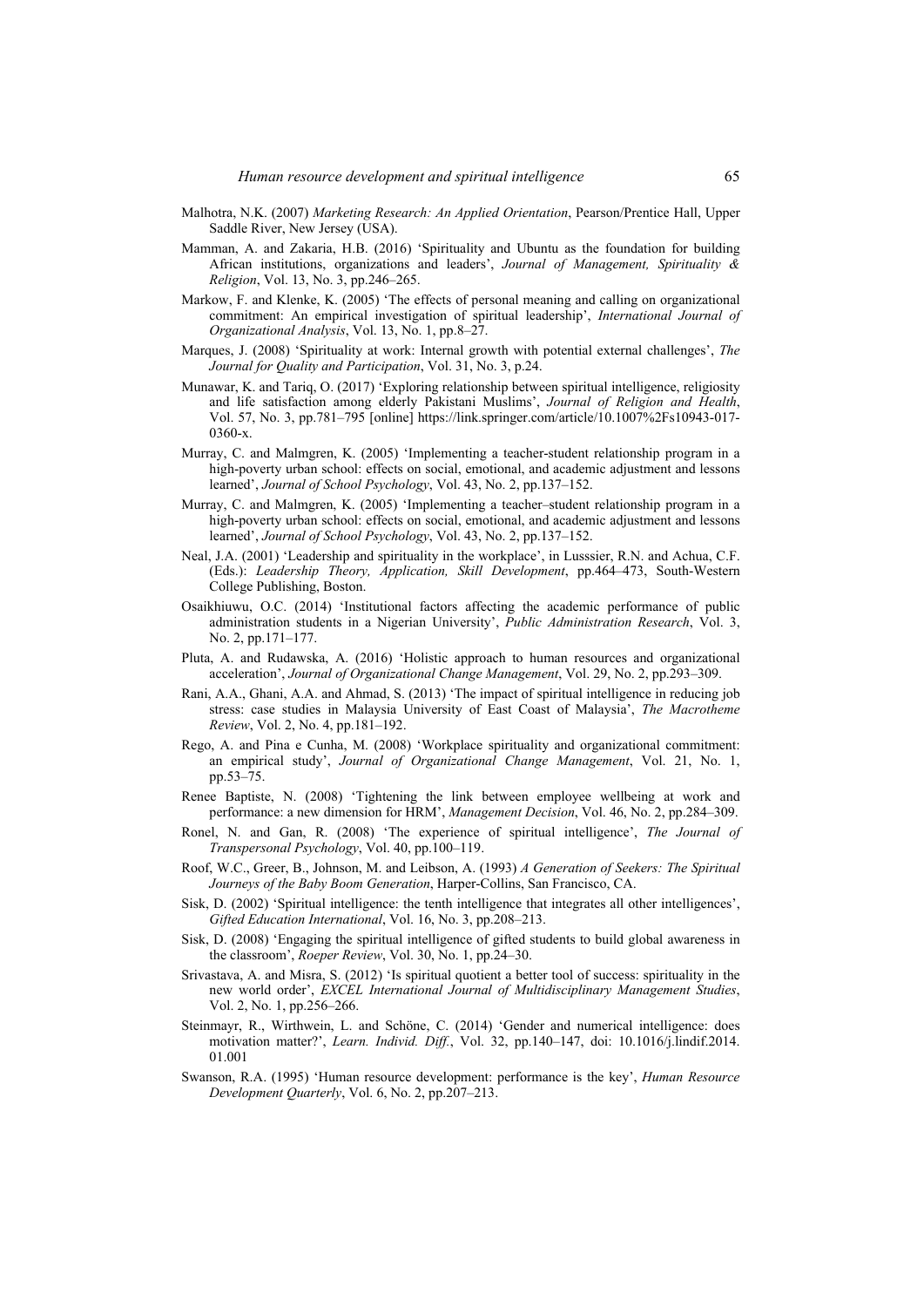Malhotra, N.K. (2007) *Marketing Research: An Applied Orientation*, Pearson/Prentice Hall, Upper Saddle River, New Jersey (USA).

Mamman, A. and Zakaria, H.B. (2016) 'Spirituality and Ubuntu as the foundation for building African institutions, organizations and leaders', *Journal of Management, Spirituality & Religion*, Vol. 13, No. 3, pp.246–265.

Markow, F. and Klenke, K. (2005) 'The effects of personal meaning and calling on organizational commitment: An empirical investigation of spiritual leadership', *International Journal of Organizational Analysis*, Vol. 13, No. 1, pp.8–27.

Marques, J. (2008) 'Spirituality at work: Internal growth with potential external challenges', *The Journal for Quality and Participation*, Vol. 31, No. 3, p.24.

Munawar, K. and Tariq, O. (2017) 'Exploring relationship between spiritual intelligence, religiosity and life satisfaction among elderly Pakistani Muslims', *Journal of Religion and Health*, Vol. 57, No. 3, pp.781–795 [online] https://link.springer.com/article/10.1007%2Fs10943-017-0360-x.

Murray, C. and Malmgren, K. (2005) 'Implementing a teacher-student relationship program in a high-poverty urban school: effects on social, emotional, and academic adjustment and lessons learned', *Journal of School Psychology*, Vol. 43, No. 2, pp.137–152.

Murray, C. and Malmgren, K. (2005) 'Implementing a teacher–student relationship program in a high-poverty urban school: effects on social, emotional, and academic adjustment and lessons learned', *Journal of School Psychology*, Vol. 43, No. 2, pp.137–152.

Neal, J.A. (2001) 'Leadership and spirituality in the workplace', in Lusssier, R.N. and Achua, C.F. (Eds.): *Leadership Theory, Application, Skill Development*, pp.464–473, South-Western College Publishing, Boston.

Osaikhiuwu, O.C. (2014) 'Institutional factors affecting the academic performance of public administration students in a Nigerian University', *Public Administration Research*, Vol. 3, No. 2, pp.171–177.

Pluta, A. and Rudawska, A. (2016) 'Holistic approach to human resources and organizational acceleration', *Journal of Organizational Change Management*, Vol. 29, No. 2, pp.293–309.

Rani, A.A., Ghani, A.A. and Ahmad, S. (2013) 'The impact of spiritual intelligence in reducing job stress: case studies in Malaysia University of East Coast of Malaysia', *The Macrotheme Review*, Vol. 2, No. 4, pp.181–192.

Rego, A. and Pina e Cunha, M. (2008) 'Workplace spirituality and organizational commitment: an empirical study', *Journal of Organizational Change Management*, Vol. 21, No. 1, pp.53–75.

Renee Baptiste, N. (2008) 'Tightening the link between employee wellbeing at work and performance: a new dimension for HRM', *Management Decision*, Vol. 46, No. 2, pp.284–309.

Ronel, N. and Gan, R. (2008) 'The experience of spiritual intelligence', *The Journal of Transpersonal Psychology*, Vol. 40, pp.100–119.

Roof, W.C., Greer, B., Johnson, M. and Leibson, A. (1993) *A Generation of Seekers: The Spiritual Journeys of the Baby Boom Generation*, Harper-Collins, San Francisco, CA.

Sisk, D. (2002) 'Spiritual intelligence: the tenth intelligence that integrates all other intelligences', *Gifted Education International*, Vol. 16, No. 3, pp.208–213.

Sisk, D. (2008) 'Engaging the spiritual intelligence of gifted students to build global awareness in the classroom', *Roeper Review*, Vol. 30, No. 1, pp.24–30.

Srivastava, A. and Misra, S. (2012) 'Is spiritual quotient a better tool of success: spirituality in the new world order', *EXCEL International Journal of Multidisciplinary Management Studies*, Vol. 2, No. 1, pp.256–266.

Steinmayr, R., Wirthwein, L. and Schöne, C. (2014) 'Gender and numerical intelligence: does motivation matter?', *Learn. Individ. Diff.*, Vol. 32, pp.140–147, doi: 10.1016/j.lindif.2014.01.001

Swanson, R.A. (1995) 'Human resource development: performance is the key', *Human Resource Development Quarterly*, Vol. 6, No. 2, pp.207–213.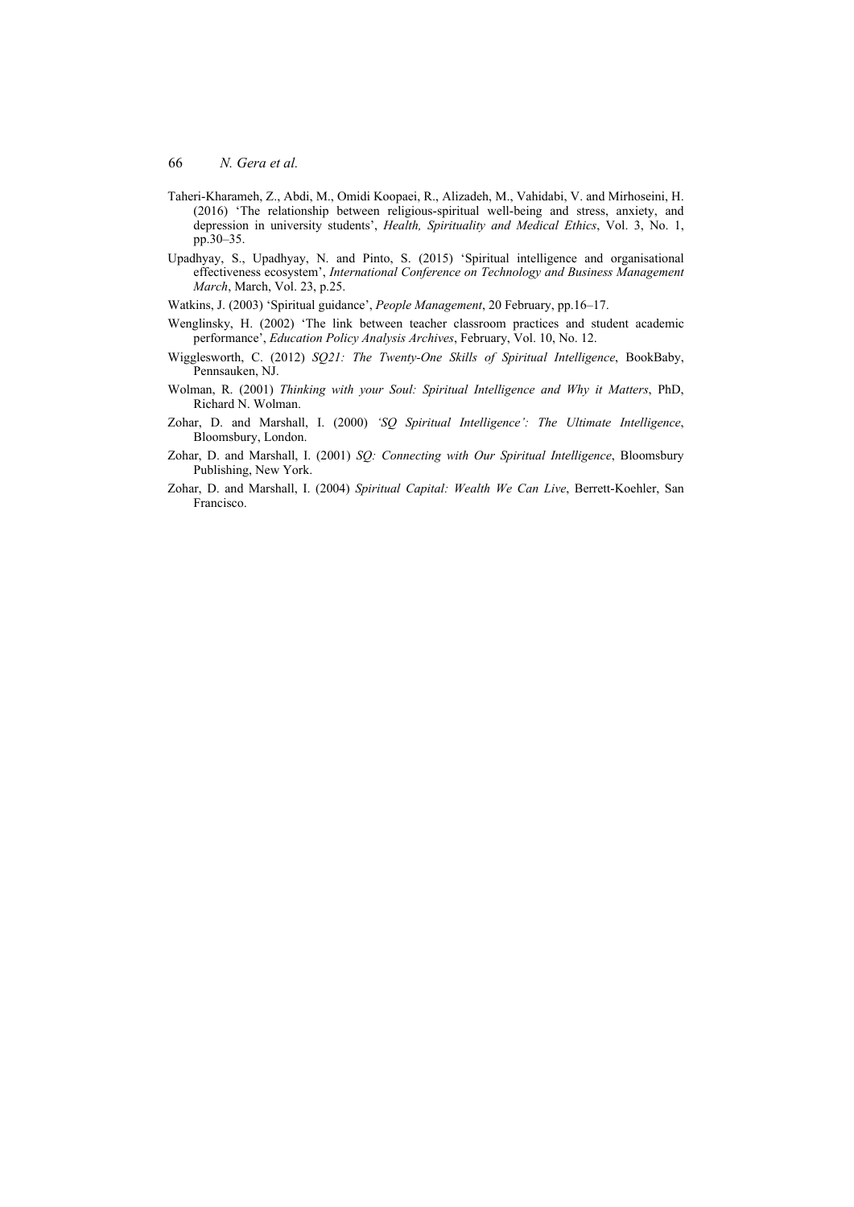Taheri-Kharameh, Z., Abdi, M., Omidi Koopaei, R., Alizadeh, M., Vahidabi, V. and Mirhoseini, H. (2016) 'The relationship between religious-spiritual well-being and stress, anxiety, and depression in university students', *Health, Spirituality and Medical Ethics*, Vol. 3, No. 1, pp.30–35.

Upadhyay, S., Upadhyay, N. and Pinto, S. (2015) 'Spiritual intelligence and organisational effectiveness ecosystem', *International Conference on Technology and Business Management March*, March, Vol. 23, p.25.

Watkins, J. (2003) 'Spiritual guidance', *People Management*, 20 February, pp.16–17.

Wenglinsky, H. (2002) 'The link between teacher classroom practices and student academic performance', *Education Policy Analysis Archives*, February, Vol. 10, No. 12.

Wigglesworth, C. (2012) *SQ21: The Twenty-One Skills of Spiritual Intelligence*, BookBaby, Pennsauken, NJ.

Wolman, R. (2001) *Thinking with your Soul: Spiritual Intelligence and Why it Matters*, PhD, Richard N. Wolman.

Zohar, D. and Marshall, I. (2000) *'SQ Spiritual Intelligence': The Ultimate Intelligence*, Bloomsbury, London.

Zohar, D. and Marshall, I. (2001) *SQ: Connecting with Our Spiritual Intelligence*, Bloomsbury Publishing, New York.

Zohar, D. and Marshall, I. (2004) *Spiritual Capital: Wealth We Can Live*, Berrett-Koehler, San Francisco.